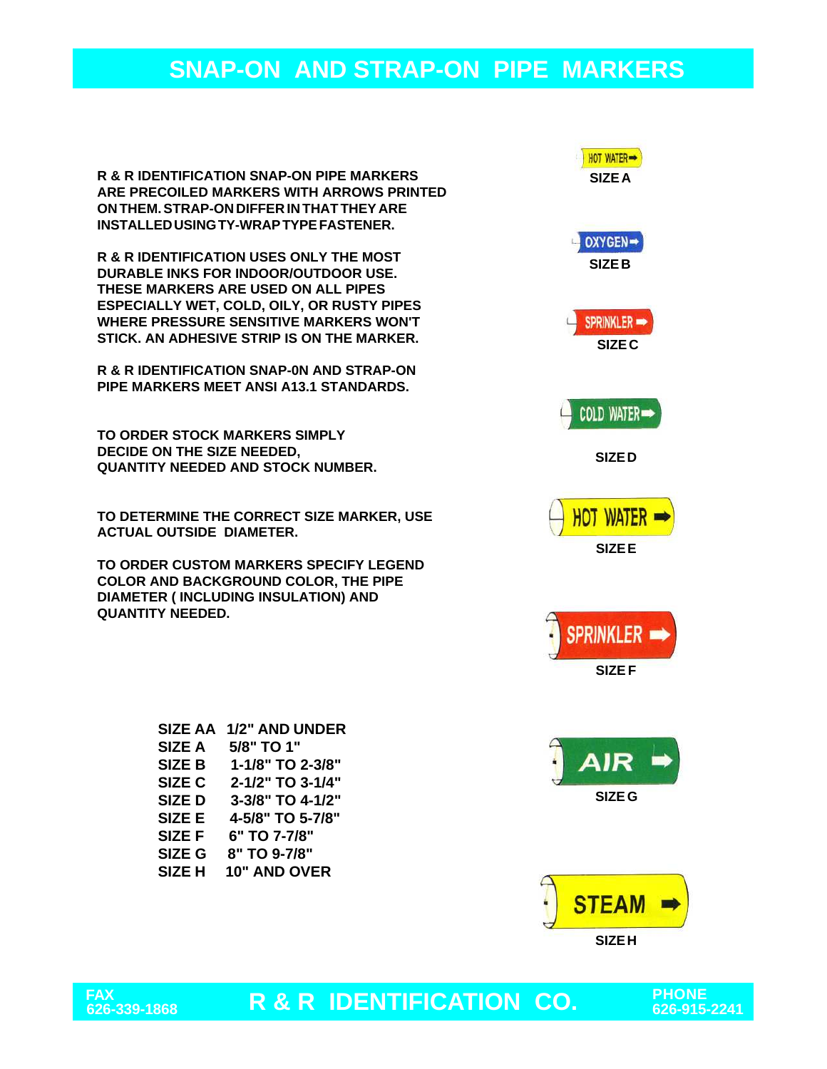# SNAP-ON AND STRAP-ON PIPE MARKERS

R & R IDENTIFICATION SNAP-ON PIPE MARKERS ARE PRECOILED MARKERS WITH ARROWS PRINTED ON THEM. STRAP-ON DIFFER IN THAT THEY ARE INSTALLED USING TY-WRAP TYPE FASTENER.

R & R IDENTIFICATION USES ONLY THE MOST DURABLE INKS FOR INDOOR/OUTDOOR USE. THESE MARKERS ARE USED ON ALL PIPES ESPECIALLY WET, COLD, OILY, OR RUSTY PIPES WHERE PRESSURE SENSITIVE MARKERS WON'T STICK. AN ADHESIVE STRIP IS ON THE MARKER.

R & R IDENTIFICATION SNAP-0N AND STRAP-ON PIPE MARKERS MEET ANSI A13.1 STANDARDS.

TO ORDER STOCK MARKERS SIMPLY DECIDE ON THE SIZE NEEDED, QUANTITY NEEDED AND STOCK NUMBER.

TO DETERMINE THE CORRECT SIZE MARKER, USE ACTUAL OUTSIDE DIAMETER.

TO ORDER CUSTOM MARKERS SPECIFY LEGEND COLOR AND BACKGROUND COLOR, THE PIPE DIAMETER ( INCLUDING INSULATION) AND QUANTITY NEEDED.

| SIZE | DIAMETER |
|---|---|
| SIZE AA | 1/2" AND UNDER |
| SIZE A | 5/8" TO 1" |
| SIZE B | 1-1/8" TO 2-3/8" |
| SIZE C | 2-1/2" TO 3-1/4" |
| SIZE D | 3-3/8" TO 4-1/2" |
| SIZE E | 4-5/8" TO 5-7/8" |
| SIZE F | 6" TO 7-7/8" |
| SIZE G | 8" TO 9-7/8" |
| SIZE H | 10" AND OVER |

HOT WATER ➡
SIZE A

OXYGEN ➡
SIZE B

SPRINKLER ➡
SIZE C

COLD WATER ➡
SIZE D

HOT WATER ➡
SIZE E

SPRINKLER ➡
SIZE F

AIR ➡
SIZE G

STEAM ➡
SIZE H

FAX 626-339-1868 **R & R IDENTIFICATION CO.** PHONE 626-915-2241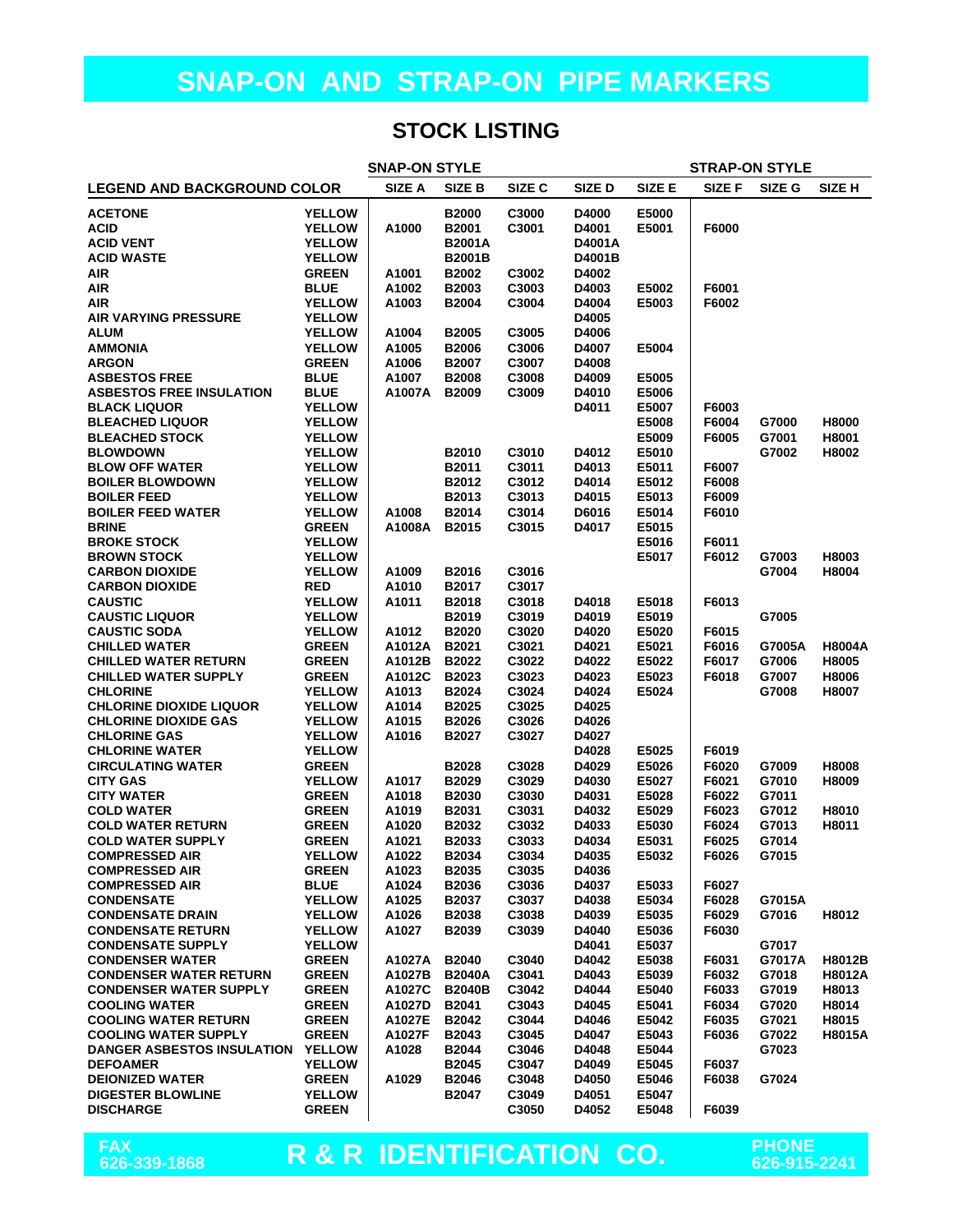# SNAP-ON AND STRAP-ON PIPE MARKERS

## STOCK LISTING

| LEGEND AND BACKGROUND COLOR | | SNAP-ON STYLE | | | | | STRAP-ON STYLE | | |
|---|---|---|---|---|---|---|---|---|---|
| | | SIZE A | SIZE B | SIZE C | SIZE D | SIZE E | SIZE F | SIZE G | SIZE H |
| ACETONE | YELLOW | | B2000 | C3000 | D4000 | E5000 | | | |
| ACID | YELLOW | A1000 | B2001 | C3001 | D4001 | E5001 | F6000 | | |
| ACID VENT | YELLOW | | B2001A | | D4001A | | | | |
| ACID WASTE | YELLOW | | B2001B | | D4001B | | | | |
| AIR | GREEN | A1001 | B2002 | C3002 | D4002 | | | | |
| AIR | BLUE | A1002 | B2003 | C3003 | D4003 | E5002 | F6001 | | |
| AIR | YELLOW | A1003 | B2004 | C3004 | D4004 | E5003 | F6002 | | |
| AIR VARYING PRESSURE | YELLOW | | | | D4005 | | | | |
| ALUM | YELLOW | A1004 | B2005 | C3005 | D4006 | | | | |
| AMMONIA | YELLOW | A1005 | B2006 | C3006 | D4007 | E5004 | | | |
| ARGON | GREEN | A1006 | B2007 | C3007 | D4008 | | | | |
| ASBESTOS FREE | BLUE | A1007 | B2008 | C3008 | D4009 | E5005 | | | |
| ASBESTOS FREE INSULATION | BLUE | A1007A | B2009 | C3009 | D4010 | E5006 | | | |
| BLACK LIQUOR | YELLOW | | | | D4011 | E5007 | F6003 | | |
| BLEACHED LIQUOR | YELLOW | | | | | E5008 | F6004 | G7000 | H8000 |
| BLEACHED STOCK | YELLOW | | | | | E5009 | F6005 | G7001 | H8001 |
| BLOWDOWN | YELLOW | | B2010 | C3010 | D4012 | E5010 | | G7002 | H8002 |
| BLOW OFF WATER | YELLOW | | B2011 | C3011 | D4013 | E5011 | F6007 | | |
| BOILER BLOWDOWN | YELLOW | | B2012 | C3012 | D4014 | E5012 | F6008 | | |
| BOILER FEED | YELLOW | | B2013 | C3013 | D4015 | E5013 | F6009 | | |
| BOILER FEED WATER | YELLOW | A1008 | B2014 | C3014 | D6016 | E5014 | F6010 | | |
| BRINE | GREEN | A1008A | B2015 | C3015 | D4017 | E5015 | | | |
| BROKE STOCK | YELLOW | | | | | E5016 | F6011 | | |
| BROWN STOCK | YELLOW | | | | | E5017 | F6012 | G7003 | H8003 |
| CARBON DIOXIDE | YELLOW | A1009 | B2016 | C3016 | | | | G7004 | H8004 |
| CARBON DIOXIDE | RED | A1010 | B2017 | C3017 | | | | | |
| CAUSTIC | YELLOW | A1011 | B2018 | C3018 | D4018 | E5018 | F6013 | | |
| CAUSTIC LIQUOR | YELLOW | | B2019 | C3019 | D4019 | E5019 | | G7005 | |
| CAUSTIC SODA | YELLOW | A1012 | B2020 | C3020 | D4020 | E5020 | F6015 | | |
| CHILLED WATER | GREEN | A1012A | B2021 | C3021 | D4021 | E5021 | F6016 | G7005A | H8004A |
| CHILLED WATER RETURN | GREEN | A1012B | B2022 | C3022 | D4022 | E5022 | F6017 | G7006 | H8005 |
| CHILLED WATER SUPPLY | GREEN | A1012C | B2023 | C3023 | D4023 | E5023 | F6018 | G7007 | H8006 |
| CHLORINE | YELLOW | A1013 | B2024 | C3024 | D4024 | E5024 | | G7008 | H8007 |
| CHLORINE DIOXIDE LIQUOR | YELLOW | A1014 | B2025 | C3025 | D4025 | | | | |
| CHLORINE DIOXIDE GAS | YELLOW | A1015 | B2026 | C3026 | D4026 | | | | |
| CHLORINE GAS | YELLOW | A1016 | B2027 | C3027 | D4027 | | | | |
| CHLORINE WATER | YELLOW | | | | D4028 | E5025 | F6019 | | |
| CIRCULATING WATER | GREEN | | B2028 | C3028 | D4029 | E5026 | F6020 | G7009 | H8008 |
| CITY GAS | YELLOW | A1017 | B2029 | C3029 | D4030 | E5027 | F6021 | G7010 | H8009 |
| CITY WATER | GREEN | A1018 | B2030 | C3030 | D4031 | E5028 | F6022 | G7011 | |
| COLD WATER | GREEN | A1019 | B2031 | C3031 | D4032 | E5029 | F6023 | G7012 | H8010 |
| COLD WATER RETURN | GREEN | A1020 | B2032 | C3032 | D4033 | E5030 | F6024 | G7013 | H8011 |
| COLD WATER SUPPLY | GREEN | A1021 | B2033 | C3033 | D4034 | E5031 | F6025 | G7014 | |
| COMPRESSED AIR | YELLOW | A1022 | B2034 | C3034 | D4035 | E5032 | F6026 | G7015 | |
| COMPRESSED AIR | GREEN | A1023 | B2035 | C3035 | D4036 | | | | |
| COMPRESSED AIR | BLUE | A1024 | B2036 | C3036 | D4037 | E5033 | F6027 | | |
| CONDENSATE | YELLOW | A1025 | B2037 | C3037 | D4038 | E5034 | F6028 | G7015A | |
| CONDENSATE DRAIN | YELLOW | A1026 | B2038 | C3038 | D4039 | E5035 | F6029 | G7016 | H8012 |
| CONDENSATE RETURN | YELLOW | A1027 | B2039 | C3039 | D4040 | E5036 | F6030 | | |
| CONDENSATE SUPPLY | YELLOW | | | | D4041 | E5037 | | G7017 | |
| CONDENSER WATER | GREEN | A1027A | B2040 | C3040 | D4042 | E5038 | F6031 | G7017A | H8012B |
| CONDENSER WATER RETURN | GREEN | A1027B | B2040A | C3041 | D4043 | E5039 | F6032 | G7018 | H8012A |
| CONDENSER WATER SUPPLY | GREEN | A1027C | B2040B | C3042 | D4044 | E5040 | F6033 | G7019 | H8013 |
| COOLING WATER | GREEN | A1027D | B2041 | C3043 | D4045 | E5041 | F6034 | G7020 | H8014 |
| COOLING WATER RETURN | GREEN | A1027E | B2042 | C3044 | D4046 | E5042 | F6035 | G7021 | H8015 |
| COOLING WATER SUPPLY | GREEN | A1027F | B2043 | C3045 | D4047 | E5043 | F6036 | G7022 | H8015A |
| DANGER ASBESTOS INSULATION | YELLOW | A1028 | B2044 | C3046 | D4048 | E5044 | | G7023 | |
| DEFOAMER | YELLOW | | B2045 | C3047 | D4049 | E5045 | F6037 | | |
| DEIONIZED WATER | GREEN | A1029 | B2046 | C3048 | D4050 | E5046 | F6038 | G7024 | |
| DIGESTER BLOWLINE | YELLOW | | B2047 | C3049 | D4051 | E5047 | | | |
| DISCHARGE | GREEN | | | C3050 | D4052 | E5048 | F6039 | | |

FAX 626-339-1868 **R & R IDENTIFICATION CO.** PHONE 626-915-2241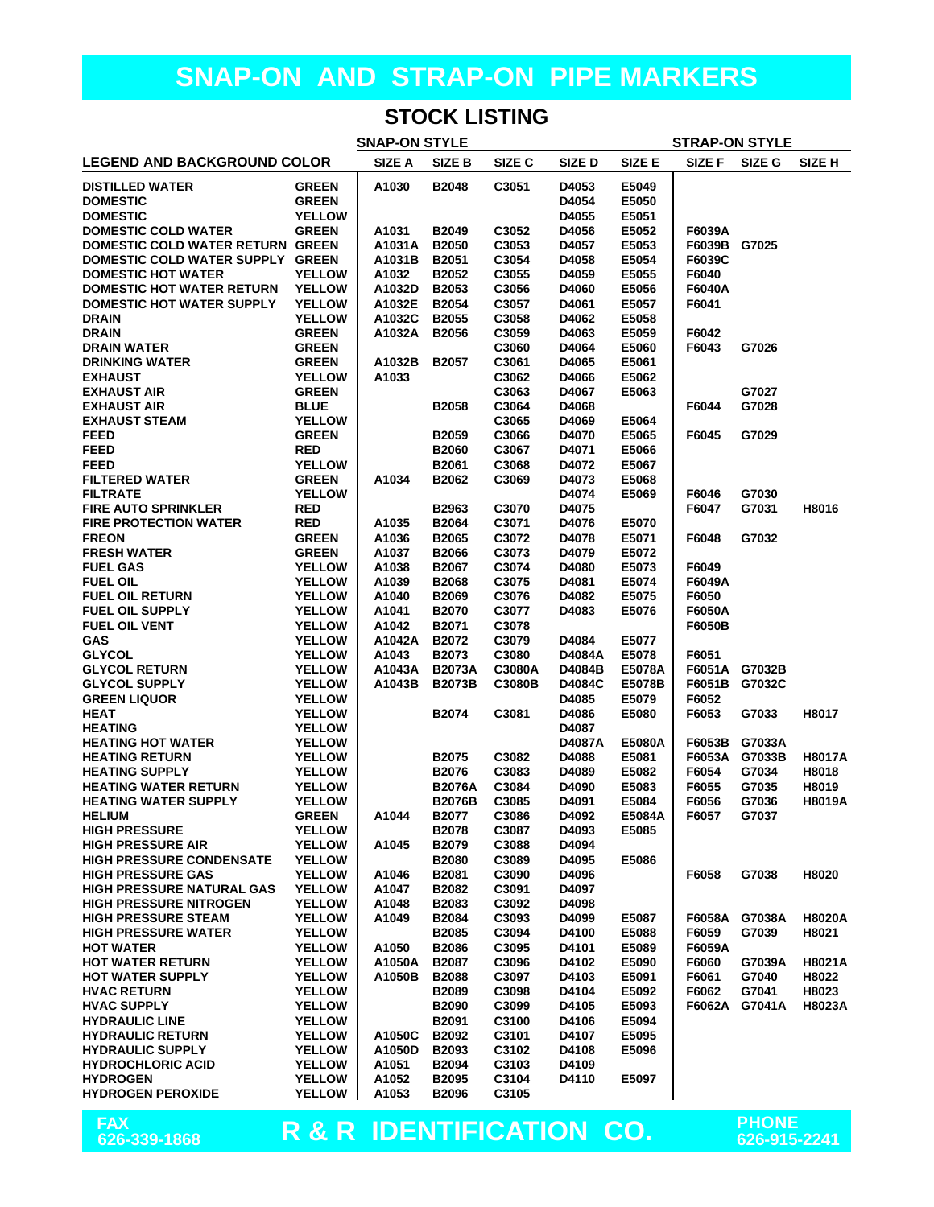# SNAP-ON AND STRAP-ON PIPE MARKERS

## STOCK LISTING

| LEGEND AND BACKGROUND COLOR | | SNAP-ON STYLE | | | | | STRAP-ON STYLE | | |
|---|---|---|---|---|---|---|---|---|---|
| | | SIZE A | SIZE B | SIZE C | SIZE D | SIZE E | SIZE F | SIZE G | SIZE H |
| DISTILLED WATER | GREEN | A1030 | B2048 | C3051 | D4053 | E5049 | | | |
| DOMESTIC | GREEN | | | | D4054 | E5050 | | | |
| DOMESTIC | YELLOW | | | | D4055 | E5051 | | | |
| DOMESTIC COLD WATER | GREEN | A1031 | B2049 | C3052 | D4056 | E5052 | F6039A | | |
| DOMESTIC COLD WATER RETURN | GREEN | A1031A | B2050 | C3053 | D4057 | E5053 | F6039B | G7025 | |
| DOMESTIC COLD WATER SUPPLY | GREEN | A1031B | B2051 | C3054 | D4058 | E5054 | F6039C | | |
| DOMESTIC HOT WATER | YELLOW | A1032 | B2052 | C3055 | D4059 | E5055 | F6040 | | |
| DOMESTIC HOT WATER RETURN | YELLOW | A1032D | B2053 | C3056 | D4060 | E5056 | F6040A | | |
| DOMESTIC HOT WATER SUPPLY | YELLOW | A1032E | B2054 | C3057 | D4061 | E5057 | F6041 | | |
| DRAIN | YELLOW | A1032C | B2055 | C3058 | D4062 | E5058 | | | |
| DRAIN | GREEN | A1032A | B2056 | C3059 | D4063 | E5059 | F6042 | | |
| DRAIN WATER | GREEN | | | C3060 | D4064 | E5060 | F6043 | G7026 | |
| DRINKING WATER | GREEN | A1032B | B2057 | C3061 | D4065 | E5061 | | | |
| EXHAUST | YELLOW | A1033 | | C3062 | D4066 | E5062 | | | |
| EXHAUST AIR | GREEN | | | C3063 | D4067 | E5063 | | G7027 | |
| EXHAUST AIR | BLUE | | B2058 | C3064 | D4068 | | F6044 | G7028 | |
| EXHAUST STEAM | YELLOW | | | C3065 | D4069 | E5064 | | | |
| FEED | GREEN | | B2059 | C3066 | D4070 | E5065 | F6045 | G7029 | |
| FEED | RED | | B2060 | C3067 | D4071 | E5066 | | | |
| FEED | YELLOW | | B2061 | C3068 | D4072 | E5067 | | | |
| FILTERED WATER | GREEN | A1034 | B2062 | C3069 | D4073 | E5068 | | | |
| FILTRATE | YELLOW | | | | D4074 | E5069 | F6046 | G7030 | |
| FIRE AUTO SPRINKLER | RED | | B2963 | C3070 | D4075 | | F6047 | G7031 | H8016 |
| FIRE PROTECTION WATER | RED | A1035 | B2064 | C3071 | D4076 | E5070 | | | |
| FREON | GREEN | A1036 | B2065 | C3072 | D4078 | E5071 | F6048 | G7032 | |
| FRESH WATER | GREEN | A1037 | B2066 | C3073 | D4079 | E5072 | | | |
| FUEL GAS | YELLOW | A1038 | B2067 | C3074 | D4080 | E5073 | F6049 | | |
| FUEL OIL | YELLOW | A1039 | B2068 | C3075 | D4081 | E5074 | F6049A | | |
| FUEL OIL RETURN | YELLOW | A1040 | B2069 | C3076 | D4082 | E5075 | F6050 | | |
| FUEL OIL SUPPLY | YELLOW | A1041 | B2070 | C3077 | D4083 | E5076 | F6050A | | |
| FUEL OIL VENT | YELLOW | A1042 | B2071 | C3078 | | | F6050B | | |
| GAS | YELLOW | A1042A | B2072 | C3079 | D4084 | E5077 | | | |
| GLYCOL | YELLOW | A1043 | B2073 | C3080 | D4084A | E5078 | F6051 | | |
| GLYCOL RETURN | YELLOW | A1043A | B2073A | C3080A | D4084B | E5078A | F6051A | G7032B | |
| GLYCOL SUPPLY | YELLOW | A1043B | B2073B | C3080B | D4084C | E5078B | F6051B | G7032C | |
| GREEN LIQUOR | YELLOW | | | | D4085 | E5079 | F6052 | | |
| HEAT | YELLOW | | B2074 | C3081 | D4086 | E5080 | F6053 | G7033 | H8017 |
| HEATING | YELLOW | | | | D4087 | | | | |
| HEATING HOT WATER | YELLOW | | | | D4087A | E5080A | F6053B | G7033A | |
| HEATING RETURN | YELLOW | | B2075 | C3082 | D4088 | E5081 | F6053A | G7033B | H8017A |
| HEATING SUPPLY | YELLOW | | B2076 | C3083 | D4089 | E5082 | F6054 | G7034 | H8018 |
| HEATING WATER RETURN | YELLOW | | B2076A | C3084 | D4090 | E5083 | F6055 | G7035 | H8019 |
| HEATING WATER SUPPLY | YELLOW | | B2076B | C3085 | D4091 | E5084 | F6056 | G7036 | H8019A |
| HELIUM | GREEN | A1044 | B2077 | C3086 | D4092 | E5084A | F6057 | G7037 | |
| HIGH PRESSURE | YELLOW | | B2078 | C3087 | D4093 | E5085 | | | |
| HIGH PRESSURE AIR | YELLOW | A1045 | B2079 | C3088 | D4094 | | | | |
| HIGH PRESSURE CONDENSATE | YELLOW | | B2080 | C3089 | D4095 | E5086 | | | |
| HIGH PRESSURE GAS | YELLOW | A1046 | B2081 | C3090 | D4096 | | F6058 | G7038 | H8020 |
| HIGH PRESSURE NATURAL GAS | YELLOW | A1047 | B2082 | C3091 | D4097 | | | | |
| HIGH PRESSURE NITROGEN | YELLOW | A1048 | B2083 | C3092 | D4098 | | | | |
| HIGH PRESSURE STEAM | YELLOW | A1049 | B2084 | C3093 | D4099 | E5087 | F6058A | G7038A | H8020A |
| HIGH PRESSURE WATER | YELLOW | | B2085 | C3094 | D4100 | E5088 | F6059 | G7039 | H8021 |
| HOT WATER | YELLOW | A1050 | B2086 | C3095 | D4101 | E5089 | F6059A | | |
| HOT WATER RETURN | YELLOW | A1050A | B2087 | C3096 | D4102 | E5090 | F6060 | G7039A | H8021A |
| HOT WATER SUPPLY | YELLOW | A1050B | B2088 | C3097 | D4103 | E5091 | F6061 | G7040 | H8022 |
| HVAC RETURN | YELLOW | | B2089 | C3098 | D4104 | E5092 | F6062 | G7041 | H8023 |
| HVAC SUPPLY | YELLOW | | B2090 | C3099 | D4105 | E5093 | F6062A | G7041A | H8023A |
| HYDRAULIC LINE | YELLOW | | B2091 | C3100 | D4106 | E5094 | | | |
| HYDRAULIC RETURN | YELLOW | A1050C | B2092 | C3101 | D4107 | E5095 | | | |
| HYDRAULIC SUPPLY | YELLOW | A1050D | B2093 | C3102 | D4108 | E5096 | | | |
| HYDROCHLORIC ACID | YELLOW | A1051 | B2094 | C3103 | D4109 | | | | |
| HYDROGEN | YELLOW | A1052 | B2095 | C3104 | D4110 | E5097 | | | |
| HYDROGEN PEROXIDE | YELLOW | A1053 | B2096 | C3105 | | | | | |

FAX 626-339-1868 **R & R IDENTIFICATION CO.** PHONE 626-915-2241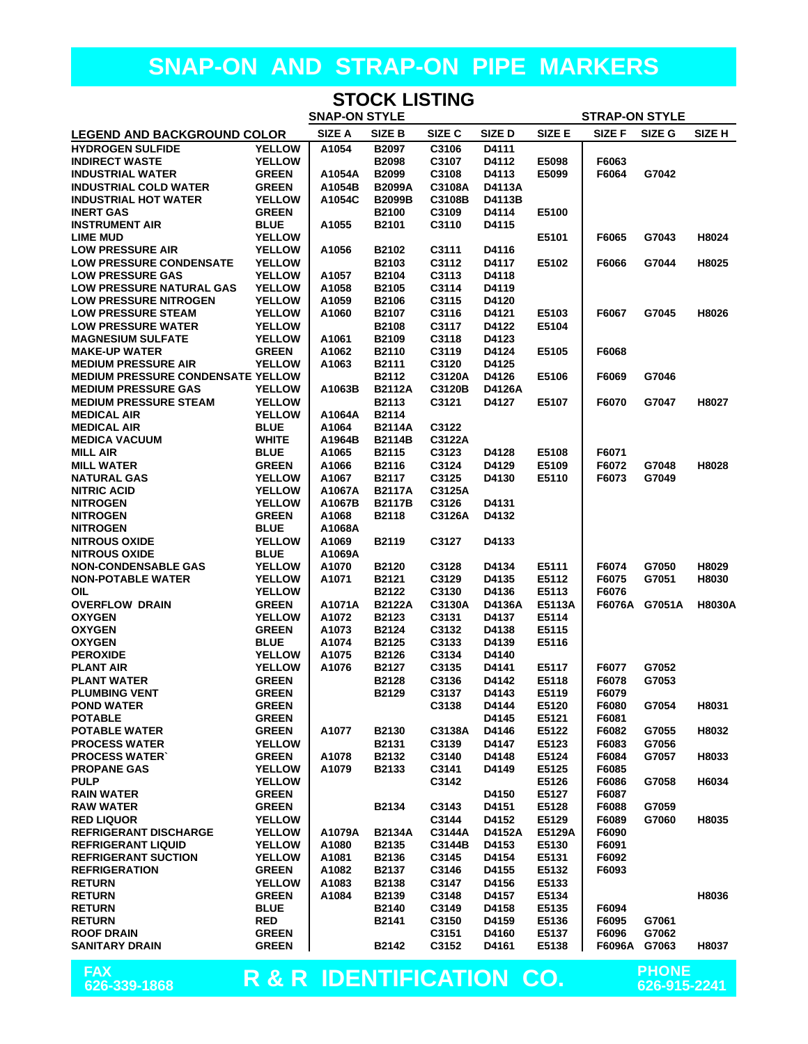# SNAP-ON AND STRAP-ON PIPE MARKERS

## STOCK LISTING

| LEGEND AND BACKGROUND COLOR | | SNAP-ON STYLE | | | | | STRAP-ON STYLE | | |
|---|---|---|---|---|---|---|---|---|---|
| | | SIZE A | SIZE B | SIZE C | SIZE D | SIZE E | SIZE F | SIZE G | SIZE H |
| HYDROGEN SULFIDE | YELLOW | A1054 | B2097 | C3106 | D4111 | | | | |
| INDIRECT WASTE | YELLOW | | B2098 | C3107 | D4112 | E5098 | F6063 | | |
| INDUSTRIAL WATER | GREEN | A1054A | B2099 | C3108 | D4113 | E5099 | F6064 | G7042 | |
| INDUSTRIAL COLD WATER | GREEN | A1054B | B2099A | C3108A | D4113A | | | | |
| INDUSTRIAL HOT WATER | YELLOW | A1054C | B2099B | C3108B | D4113B | | | | |
| INERT GAS | GREEN | | B2100 | C3109 | D4114 | E5100 | | | |
| INSTRUMENT AIR | BLUE | A1055 | B2101 | C3110 | D4115 | | | | |
| LIME MUD | YELLOW | | | | | E5101 | F6065 | G7043 | H8024 |
| LOW PRESSURE AIR | YELLOW | A1056 | B2102 | C3111 | D4116 | | | | |
| LOW PRESSURE CONDENSATE | YELLOW | | B2103 | C3112 | D4117 | E5102 | F6066 | G7044 | H8025 |
| LOW PRESSURE GAS | YELLOW | A1057 | B2104 | C3113 | D4118 | | | | |
| LOW PRESSURE NATURAL GAS | YELLOW | A1058 | B2105 | C3114 | D4119 | | | | |
| LOW PRESSURE NITROGEN | YELLOW | A1059 | B2106 | C3115 | D4120 | | | | |
| LOW PRESSURE STEAM | YELLOW | A1060 | B2107 | C3116 | D4121 | E5103 | F6067 | G7045 | H8026 |
| LOW PRESSURE WATER | YELLOW | | B2108 | C3117 | D4122 | E5104 | | | |
| MAGNESIUM SULFATE | YELLOW | A1061 | B2109 | C3118 | D4123 | | | | |
| MAKE-UP WATER | GREEN | A1062 | B2110 | C3119 | D4124 | E5105 | F6068 | | |
| MEDIUM PRESSURE AIR | YELLOW | A1063 | B2111 | C3120 | D4125 | | | | |
| MEDIUM PRESSURE CONDENSATE | YELLOW | | B2112 | C3120A | D4126 | E5106 | F6069 | G7046 | |
| MEDIUM PRESSURE GAS | YELLOW | A1063B | B2112A | C3120B | D4126A | | | | |
| MEDIUM PRESSURE STEAM | YELLOW | | B2113 | C3121 | D4127 | E5107 | F6070 | G7047 | H8027 |
| MEDICAL AIR | YELLOW | A1064A | B2114 | | | | | | |
| MEDICAL AIR | BLUE | A1064 | B2114A | C3122 | | | | | |
| MEDICA VACUUM | WHITE | A1964B | B2114B | C3122A | | | | | |
| MILL AIR | BLUE | A1065 | B2115 | C3123 | D4128 | E5108 | F6071 | | |
| MILL WATER | GREEN | A1066 | B2116 | C3124 | D4129 | E5109 | F6072 | G7048 | H8028 |
| NATURAL GAS | YELLOW | A1067 | B2117 | C3125 | D4130 | E5110 | F6073 | G7049 | |
| NITRIC ACID | YELLOW | A1067A | B2117A | C3125A | | | | | |
| NITROGEN | YELLOW | A1067B | B2117B | C3126 | D4131 | | | | |
| NITROGEN | GREEN | A1068 | B2118 | C3126A | D4132 | | | | |
| NITROGEN | BLUE | A1068A | | | | | | | |
| NITROUS OXIDE | YELLOW | A1069 | B2119 | C3127 | D4133 | | | | |
| NITROUS OXIDE | BLUE | A1069A | | | | | | | |
| NON-CONDENSABLE GAS | YELLOW | A1070 | B2120 | C3128 | D4134 | E5111 | F6074 | G7050 | H8029 |
| NON-POTABLE WATER | YELLOW | A1071 | B2121 | C3129 | D4135 | E5112 | F6075 | G7051 | H8030 |
| OIL | YELLOW | | B2122 | C3130 | D4136 | E5113 | F6076 | | |
| OVERFLOW DRAIN | GREEN | A1071A | B2122A | C3130A | D4136A | E5113A | F6076A | G7051A | H8030A |
| OXYGEN | YELLOW | A1072 | B2123 | C3131 | D4137 | E5114 | | | |
| OXYGEN | GREEN | A1073 | B2124 | C3132 | D4138 | E5115 | | | |
| OXYGEN | BLUE | A1074 | B2125 | C3133 | D4139 | E5116 | | | |
| PEROXIDE | YELLOW | A1075 | B2126 | C3134 | D4140 | | | | |
| PLANT AIR | YELLOW | A1076 | B2127 | C3135 | D4141 | E5117 | F6077 | G7052 | |
| PLANT WATER | GREEN | | B2128 | C3136 | D4142 | E5118 | F6078 | G7053 | |
| PLUMBING VENT | GREEN | | B2129 | C3137 | D4143 | E5119 | F6079 | | |
| POND WATER | GREEN | | | C3138 | D4144 | E5120 | F6080 | G7054 | H8031 |
| POTABLE | GREEN | | | | D4145 | E5121 | F6081 | | |
| POTABLE WATER | GREEN | A1077 | B2130 | C3138A | D4146 | E5122 | F6082 | G7055 | H8032 |
| PROCESS WATER | YELLOW | | B2131 | C3139 | D4147 | E5123 | F6083 | G7056 | |
| PROCESS WATER` | GREEN | A1078 | B2132 | C3140 | D4148 | E5124 | F6084 | G7057 | H8033 |
| PROPANE GAS | YELLOW | A1079 | B2133 | C3141 | D4149 | E5125 | F6085 | | |
| PULP | YELLOW | | | C3142 | | E5126 | F6086 | G7058 | H6034 |
| RAIN WATER | GREEN | | | | D4150 | E5127 | F6087 | | |
| RAW WATER | GREEN | | B2134 | C3143 | D4151 | E5128 | F6088 | G7059 | |
| RED LIQUOR | YELLOW | | | C3144 | D4152 | E5129 | F6089 | G7060 | H8035 |
| REFRIGERANT DISCHARGE | YELLOW | A1079A | B2134A | C3144A | D4152A | E5129A | F6090 | | |
| REFRIGERANT LIQUID | YELLOW | A1080 | B2135 | C3144B | D4153 | E5130 | F6091 | | |
| REFRIGERANT SUCTION | YELLOW | A1081 | B2136 | C3145 | D4154 | E5131 | F6092 | | |
| REFRIGERATION | GREEN | A1082 | B2137 | C3146 | D4155 | E5132 | F6093 | | |
| RETURN | YELLOW | A1083 | B2138 | C3147 | D4156 | E5133 | | | |
| RETURN | GREEN | A1084 | B2139 | C3148 | D4157 | E5134 | | | H8036 |
| RETURN | BLUE | | B2140 | C3149 | D4158 | E5135 | F6094 | | |
| RETURN | RED | | B2141 | C3150 | D4159 | E5136 | F6095 | G7061 | |
| ROOF DRAIN | GREEN | | | C3151 | D4160 | E5137 | F6096 | G7062 | |
| SANITARY DRAIN | GREEN | | B2142 | C3152 | D4161 | E5138 | F6096A | G7063 | H8037 |

FAX 626-339-1868 **R & R IDENTIFICATION CO.** PHONE 626-915-2241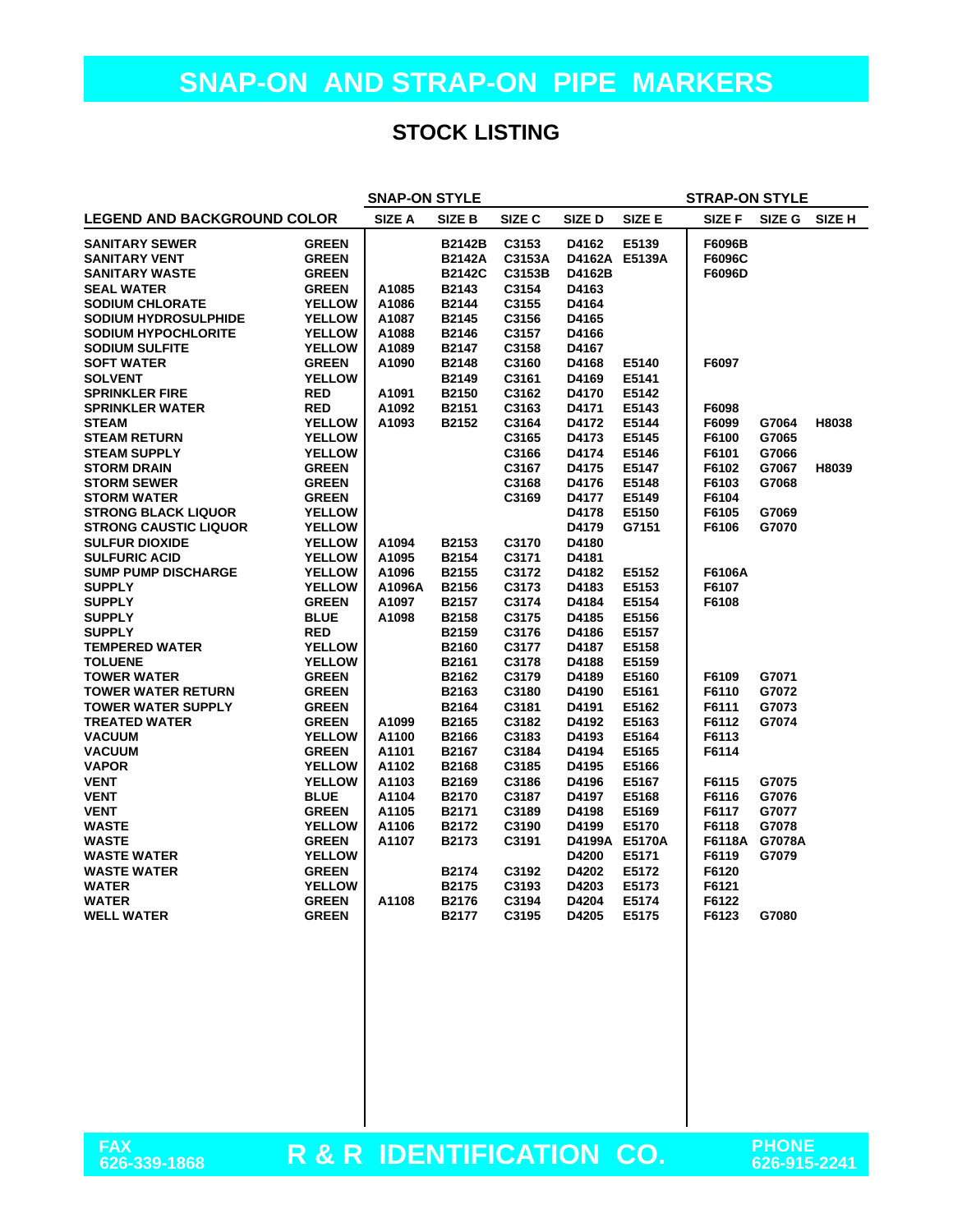# SNAP-ON AND STRAP-ON PIPE MARKERS

## STOCK LISTING

| LEGEND AND BACKGROUND COLOR | | SNAP-ON STYLE SIZE A | SIZE B | SIZE C | SIZE D | SIZE E | STRAP-ON STYLE SIZE F | SIZE G | SIZE H |
|---|---|---|---|---|---|---|---|---|---|
| SANITARY SEWER | GREEN | | B2142B | C3153 | D4162 | E5139 | F6096B | | |
| SANITARY VENT | GREEN | | B2142A | C3153A | D4162A | E5139A | F6096C | | |
| SANITARY WASTE | GREEN | | B2142C | C3153B | D4162B | | F6096D | | |
| SEAL WATER | GREEN | A1085 | B2143 | C3154 | D4163 | | | | |
| SODIUM CHLORATE | YELLOW | A1086 | B2144 | C3155 | D4164 | | | | |
| SODIUM HYDROSULPHIDE | YELLOW | A1087 | B2145 | C3156 | D4165 | | | | |
| SODIUM HYPOCHLORITE | YELLOW | A1088 | B2146 | C3157 | D4166 | | | | |
| SODIUM SULFITE | YELLOW | A1089 | B2147 | C3158 | D4167 | | | | |
| SOFT WATER | GREEN | A1090 | B2148 | C3160 | D4168 | E5140 | F6097 | | |
| SOLVENT | YELLOW | | B2149 | C3161 | D4169 | E5141 | | | |
| SPRINKLER FIRE | RED | A1091 | B2150 | C3162 | D4170 | E5142 | | | |
| SPRINKLER WATER | RED | A1092 | B2151 | C3163 | D4171 | E5143 | F6098 | | |
| STEAM | YELLOW | A1093 | B2152 | C3164 | D4172 | E5144 | F6099 | G7064 | H8038 |
| STEAM RETURN | YELLOW | | | C3165 | D4173 | E5145 | F6100 | G7065 | |
| STEAM SUPPLY | YELLOW | | | C3166 | D4174 | E5146 | F6101 | G7066 | |
| STORM DRAIN | GREEN | | | C3167 | D4175 | E5147 | F6102 | G7067 | H8039 |
| STORM SEWER | GREEN | | | C3168 | D4176 | E5148 | F6103 | G7068 | |
| STORM WATER | GREEN | | | C3169 | D4177 | E5149 | F6104 | | |
| STRONG BLACK LIQUOR | YELLOW | | | | D4178 | E5150 | F6105 | G7069 | |
| STRONG CAUSTIC LIQUOR | YELLOW | | | | D4179 | G7151 | F6106 | G7070 | |
| SULFUR DIOXIDE | YELLOW | A1094 | B2153 | C3170 | D4180 | | | | |
| SULFURIC ACID | YELLOW | A1095 | B2154 | C3171 | D4181 | | | | |
| SUMP PUMP DISCHARGE | YELLOW | A1096 | B2155 | C3172 | D4182 | E5152 | F6106A | | |
| SUPPLY | YELLOW | A1096A | B2156 | C3173 | D4183 | E5153 | F6107 | | |
| SUPPLY | GREEN | A1097 | B2157 | C3174 | D4184 | E5154 | F6108 | | |
| SUPPLY | BLUE | A1098 | B2158 | C3175 | D4185 | E5156 | | | |
| SUPPLY | RED | | B2159 | C3176 | D4186 | E5157 | | | |
| TEMPERED WATER | YELLOW | | B2160 | C3177 | D4187 | E5158 | | | |
| TOLUENE | YELLOW | | B2161 | C3178 | D4188 | E5159 | | | |
| TOWER WATER | GREEN | | B2162 | C3179 | D4189 | E5160 | F6109 | G7071 | |
| TOWER WATER RETURN | GREEN | | B2163 | C3180 | D4190 | E5161 | F6110 | G7072 | |
| TOWER WATER SUPPLY | GREEN | | B2164 | C3181 | D4191 | E5162 | F6111 | G7073 | |
| TREATED WATER | GREEN | A1099 | B2165 | C3182 | D4192 | E5163 | F6112 | G7074 | |
| VACUUM | YELLOW | A1100 | B2166 | C3183 | D4193 | E5164 | F6113 | | |
| VACUUM | GREEN | A1101 | B2167 | C3184 | D4194 | E5165 | F6114 | | |
| VAPOR | YELLOW | A1102 | B2168 | C3185 | D4195 | E5166 | | | |
| VENT | YELLOW | A1103 | B2169 | C3186 | D4196 | E5167 | F6115 | G7075 | |
| VENT | BLUE | A1104 | B2170 | C3187 | D4197 | E5168 | F6116 | G7076 | |
| VENT | GREEN | A1105 | B2171 | C3189 | D4198 | E5169 | F6117 | G7077 | |
| WASTE | YELLOW | A1106 | B2172 | C3190 | D4199 | E5170 | F6118 | G7078 | |
| WASTE | GREEN | A1107 | B2173 | C3191 | D4199A | E5170A | F6118A | G7078A | |
| WASTE WATER | YELLOW | | | | D4200 | E5171 | F6119 | G7079 | |
| WASTE WATER | GREEN | | B2174 | C3192 | D4202 | E5172 | F6120 | | |
| WATER | YELLOW | | B2175 | C3193 | D4203 | E5173 | F6121 | | |
| WATER | GREEN | A1108 | B2176 | C3194 | D4204 | E5174 | F6122 | | |
| WELL WATER | GREEN | | B2177 | C3195 | D4205 | E5175 | F6123 | G7080 | |

FAX 626-339-1868 **R & R IDENTIFICATION CO.** PHONE 626-915-2241